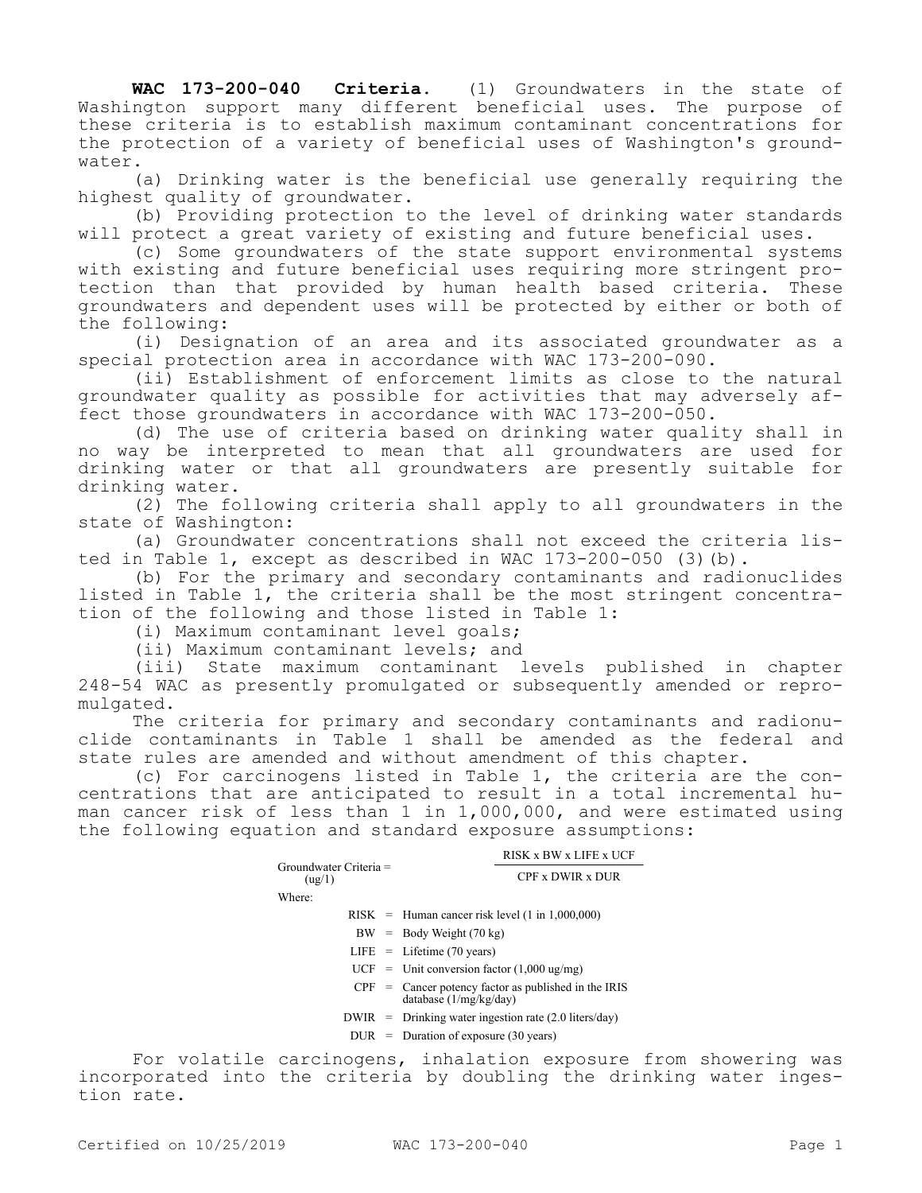**WAC 173-200-040 Criteria.** (1) Groundwaters in the state of Washington support many different beneficial uses. The purpose of these criteria is to establish maximum contaminant concentrations for the protection of a variety of beneficial uses of Washington's groundwater.

(a) Drinking water is the beneficial use generally requiring the highest quality of groundwater.

(b) Providing protection to the level of drinking water standards will protect a great variety of existing and future beneficial uses.

(c) Some groundwaters of the state support environmental systems with existing and future beneficial uses requiring more stringent protection than that provided by human health based criteria. These groundwaters and dependent uses will be protected by either or both of the following:

(i) Designation of an area and its associated groundwater as a special protection area in accordance with WAC 173-200-090.

(ii) Establishment of enforcement limits as close to the natural groundwater quality as possible for activities that may adversely affect those groundwaters in accordance with WAC 173-200-050.

(d) The use of criteria based on drinking water quality shall in no way be interpreted to mean that all groundwaters are used for drinking water or that all groundwaters are presently suitable for drinking water.

(2) The following criteria shall apply to all groundwaters in the state of Washington:

(a) Groundwater concentrations shall not exceed the criteria listed in Table 1, except as described in WAC 173-200-050 (3)(b).

(b) For the primary and secondary contaminants and radionuclides listed in Table 1, the criteria shall be the most stringent concentration of the following and those listed in Table 1:

(i) Maximum contaminant level goals;

(ii) Maximum contaminant levels; and

(iii) State maximum contaminant levels published in chapter 248-54 WAC as presently promulgated or subsequently amended or repromulgated.

The criteria for primary and secondary contaminants and radionuclide contaminants in Table 1 shall be amended as the federal and state rules are amended and without amendment of this chapter.

(c) For carcinogens listed in Table 1, the criteria are the concentrations that are anticipated to result in a total incremental human cancer risk of less than 1 in 1,000,000, and were estimated using the following equation and standard exposure assumptions:

$$\text{Groundwater Criteria (ug/l)} = \frac{\text{RISK} \times \text{BW} \times \text{LIFE} \times \text{UCF}}{\text{CPF} \times \text{DWIR} \times \text{DUR}}$$

Where:

- RISK = Human cancer risk level (1 in 1,000,000)
- BW = Body Weight (70 kg)
- LIFE = Lifetime (70 years)
- UCF = Unit conversion factor (1,000 ug/mg)
- CPF = Cancer potency factor as published in the IRIS database (1/mg/kg/day)
- DWIR = Drinking water ingestion rate (2.0 liters/day)
- DUR = Duration of exposure (30 years)

For volatile carcinogens, inhalation exposure from showering was incorporated into the criteria by doubling the drinking water ingestion rate.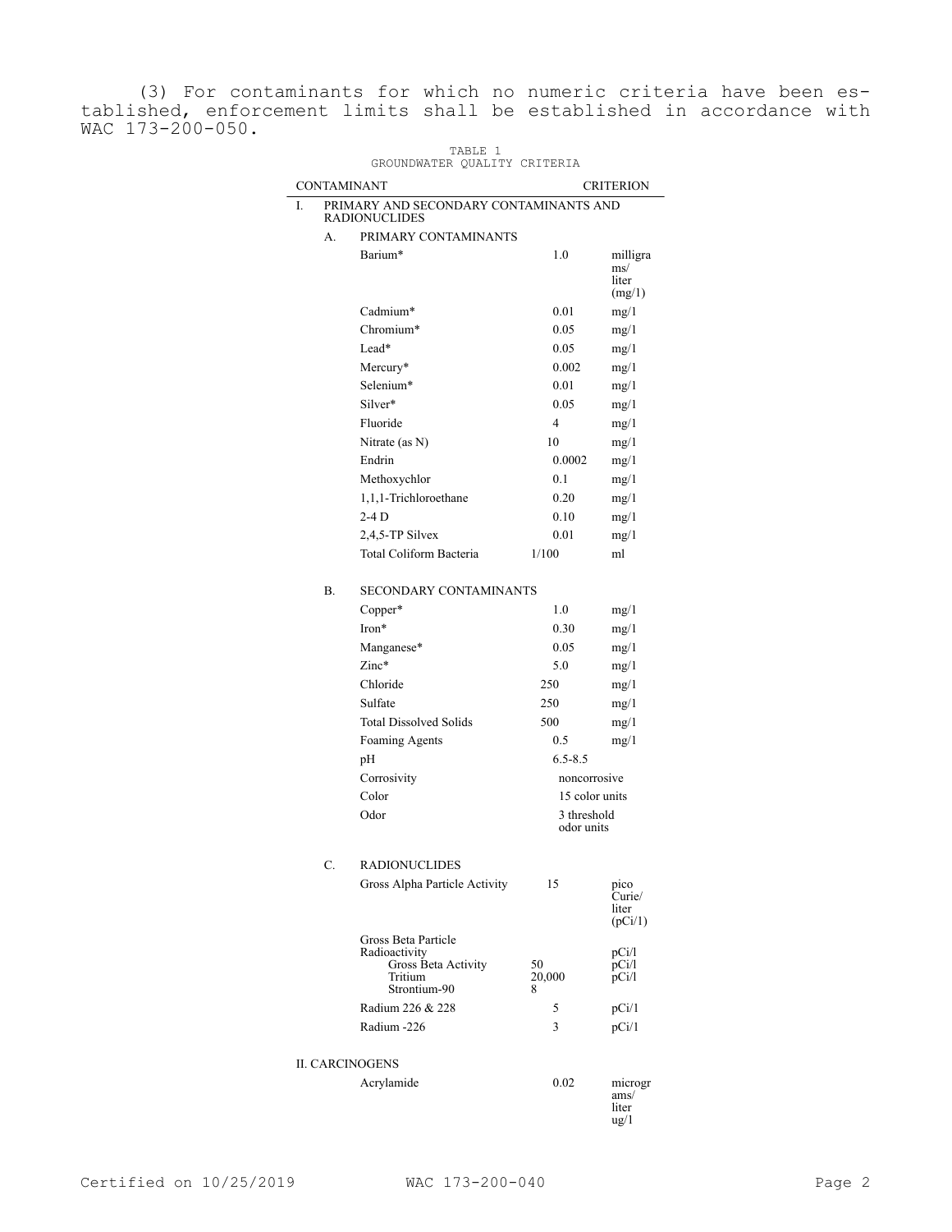(3) For contaminants for which no numeric criteria have been established, enforcement limits shall be established in accordance with WAC 173-200-050.

TABLE 1
GROUNDWATER QUALITY CRITERIA

| CONTAMINANT | CRITERION | |
|---|---|---|
| I. PRIMARY AND SECONDARY CONTAMINANTS AND RADIONUCLIDES | | |
| A. PRIMARY CONTAMINANTS | | |
| Barium* | 1.0 | milligrams/liter (mg/l) |
| Cadmium* | 0.01 | mg/l |
| Chromium* | 0.05 | mg/l |
| Lead* | 0.05 | mg/l |
| Mercury* | 0.002 | mg/l |
| Selenium* | 0.01 | mg/l |
| Silver* | 0.05 | mg/l |
| Fluoride | 4 | mg/l |
| Nitrate (as N) | 10 | mg/l |
| Endrin | 0.0002 | mg/l |
| Methoxychlor | 0.1 | mg/l |
| 1,1,1-Trichloroethane | 0.20 | mg/l |
| 2-4 D | 0.10 | mg/l |
| 2,4,5-TP Silvex | 0.01 | mg/l |
| Total Coliform Bacteria | 1/100 | ml |
| B. SECONDARY CONTAMINANTS | | |
| Copper* | 1.0 | mg/l |
| Iron* | 0.30 | mg/l |
| Manganese* | 0.05 | mg/l |
| Zinc* | 5.0 | mg/l |
| Chloride | 250 | mg/l |
| Sulfate | 250 | mg/l |
| Total Dissolved Solids | 500 | mg/l |
| Foaming Agents | 0.5 | mg/l |
| pH | 6.5-8.5 | |
| Corrosivity | noncorrosive | |
| Color | 15 color units | |
| Odor | 3 threshold odor units | |
| C. RADIONUCLIDES | | |
| Gross Alpha Particle Activity | 15 | pico Curie/liter (pCi/l) |
| Gross Beta Particle Radioactivity | | |
| Gross Beta Activity | 50 | pCi/l |
| Tritium | 20,000 | pCi/l |
| Strontium-90 | 8 | pCi/l |
| Radium 226 & 228 | 5 | pCi/l |
| Radium -226 | 3 | pCi/l |
| II. CARCINOGENS | | |
| Acrylamide | 0.02 | micrograms/liter ug/l |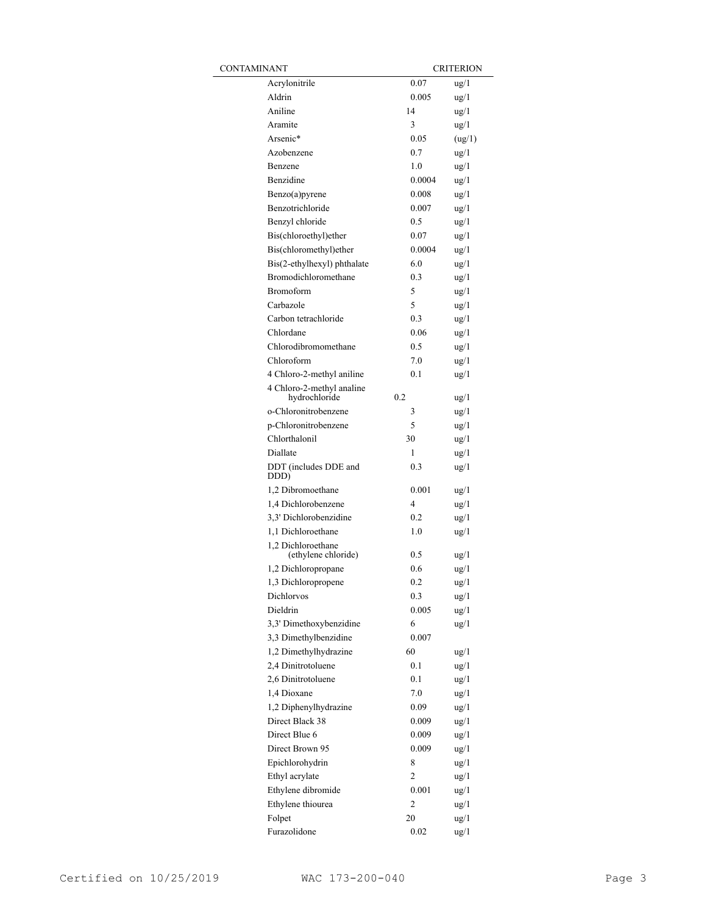| CONTAMINANT | CRITERION | |
|---|---|---|
| Acrylonitrile | 0.07 | ug/l |
| Aldrin | 0.005 | ug/l |
| Aniline | 14 | ug/l |
| Aramite | 3 | ug/l |
| Arsenic* | 0.05 | (ug/l) |
| Azobenzene | 0.7 | ug/l |
| Benzene | 1.0 | ug/l |
| Benzidine | 0.0004 | ug/l |
| Benzo(a)pyrene | 0.008 | ug/l |
| Benzotrichloride | 0.007 | ug/l |
| Benzyl chloride | 0.5 | ug/l |
| Bis(chloroethyl)ether | 0.07 | ug/l |
| Bis(chloromethyl)ether | 0.0004 | ug/l |
| Bis(2-ethylhexyl) phthalate | 6.0 | ug/l |
| Bromodichloromethane | 0.3 | ug/l |
| Bromoform | 5 | ug/l |
| Carbazole | 5 | ug/l |
| Carbon tetrachloride | 0.3 | ug/l |
| Chlordane | 0.06 | ug/l |
| Chlorodibromomethane | 0.5 | ug/l |
| Chloroform | 7.0 | ug/l |
| 4 Chloro-2-methyl aniline | 0.1 | ug/l |
| 4 Chloro-2-methyl analine hydrochloride | 0.2 | ug/l |
| o-Chloronitrobenzene | 3 | ug/l |
| p-Chloronitrobenzene | 5 | ug/l |
| Chlorthalonil | 30 | ug/l |
| Diallate | 1 | ug/l |
| DDT (includes DDE and DDD) | 0.3 | ug/l |
| 1,2 Dibromoethane | 0.001 | ug/l |
| 1,4 Dichlorobenzene | 4 | ug/l |
| 3,3' Dichlorobenzidine | 0.2 | ug/l |
| 1,1 Dichloroethane | 1.0 | ug/l |
| 1,2 Dichloroethane (ethylene chloride) | 0.5 | ug/l |
| 1,2 Dichloropropane | 0.6 | ug/l |
| 1,3 Dichloropropene | 0.2 | ug/l |
| Dichlorvos | 0.3 | ug/l |
| Dieldrin | 0.005 | ug/l |
| 3,3' Dimethoxybenzidine | 6 | ug/l |
| 3,3 Dimethylbenzidine | 0.007 | |
| 1,2 Dimethylhydrazine | 60 | ug/l |
| 2,4 Dinitrotoluene | 0.1 | ug/l |
| 2,6 Dinitrotoluene | 0.1 | ug/l |
| 1,4 Dioxane | 7.0 | ug/l |
| 1,2 Diphenylhydrazine | 0.09 | ug/l |
| Direct Black 38 | 0.009 | ug/l |
| Direct Blue 6 | 0.009 | ug/l |
| Direct Brown 95 | 0.009 | ug/l |
| Epichlorohydrin | 8 | ug/l |
| Ethyl acrylate | 2 | ug/l |
| Ethylene dibromide | 0.001 | ug/l |
| Ethylene thiourea | 2 | ug/l |
| Folpet | 20 | ug/l |
| Furazolidone | 0.02 | ug/l |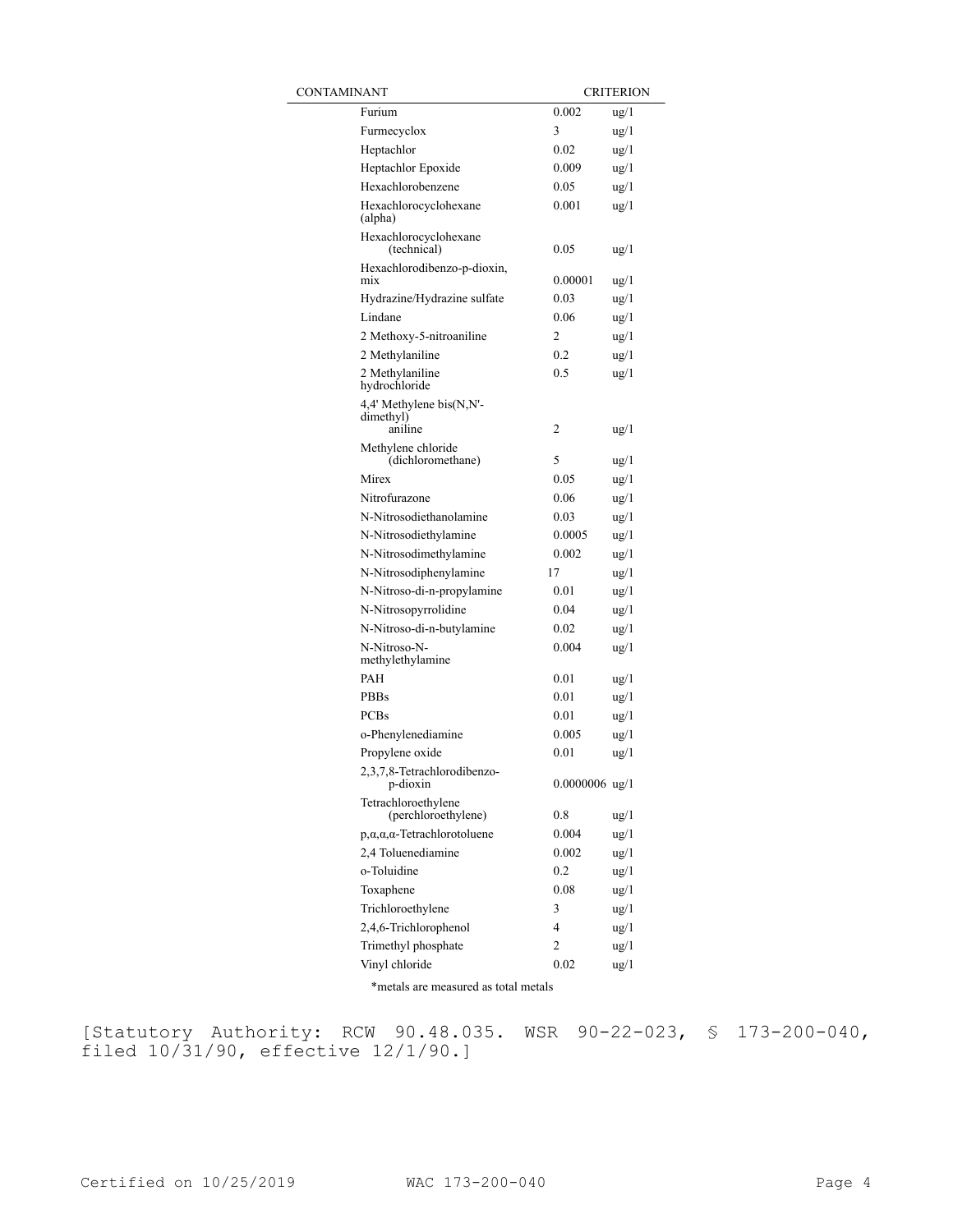| CONTAMINANT | CRITERION | |
|---|---|---|
| Furium | 0.002 | ug/l |
| Furmecyclox | 3 | ug/l |
| Heptachlor | 0.02 | ug/l |
| Heptachlor Epoxide | 0.009 | ug/l |
| Hexachlorobenzene | 0.05 | ug/l |
| Hexachlorocyclohexane (alpha) | 0.001 | ug/l |
| Hexachlorocyclohexane (technical) | 0.05 | ug/l |
| Hexachlorodibenzo-p-dioxin, mix | 0.00001 | ug/l |
| Hydrazine/Hydrazine sulfate | 0.03 | ug/l |
| Lindane | 0.06 | ug/l |
| 2 Methoxy-5-nitroaniline | 2 | ug/l |
| 2 Methylaniline | 0.2 | ug/l |
| 2 Methylaniline hydrochloride | 0.5 | ug/l |
| 4,4' Methylene bis(N,N'-dimethyl) aniline | 2 | ug/l |
| Methylene chloride (dichloromethane) | 5 | ug/l |
| Mirex | 0.05 | ug/l |
| Nitrofurazone | 0.06 | ug/l |
| N-Nitrosodiethanolamine | 0.03 | ug/l |
| N-Nitrosodiethylamine | 0.0005 | ug/l |
| N-Nitrosodimethylamine | 0.002 | ug/l |
| N-Nitrosodiphenylamine | 17 | ug/l |
| N-Nitroso-di-n-propylamine | 0.01 | ug/l |
| N-Nitrosopyrrolidine | 0.04 | ug/l |
| N-Nitroso-di-n-butylamine | 0.02 | ug/l |
| N-Nitroso-N-methylethylamine | 0.004 | ug/l |
| PAH | 0.01 | ug/l |
| PBBs | 0.01 | ug/l |
| PCBs | 0.01 | ug/l |
| o-Phenylenediamine | 0.005 | ug/l |
| Propylene oxide | 0.01 | ug/l |
| 2,3,7,8-Tetrachlorodibenzo-p-dioxin | 0.0000006 | ug/l |
| Tetrachloroethylene (perchloroethylene) | 0.8 | ug/l |
| p,α,α,α-Tetrachlorotoluene | 0.004 | ug/l |
| 2,4 Toluenediamine | 0.002 | ug/l |
| o-Toluidine | 0.2 | ug/l |
| Toxaphene | 0.08 | ug/l |
| Trichloroethylene | 3 | ug/l |
| 2,4,6-Trichlorophenol | 4 | ug/l |
| Trimethyl phosphate | 2 | ug/l |
| Vinyl chloride | 0.02 | ug/l |

*metals are measured as total metals

[Statutory Authority: RCW 90.48.035. WSR 90-22-023, § 173-200-040, filed 10/31/90, effective 12/1/90.]